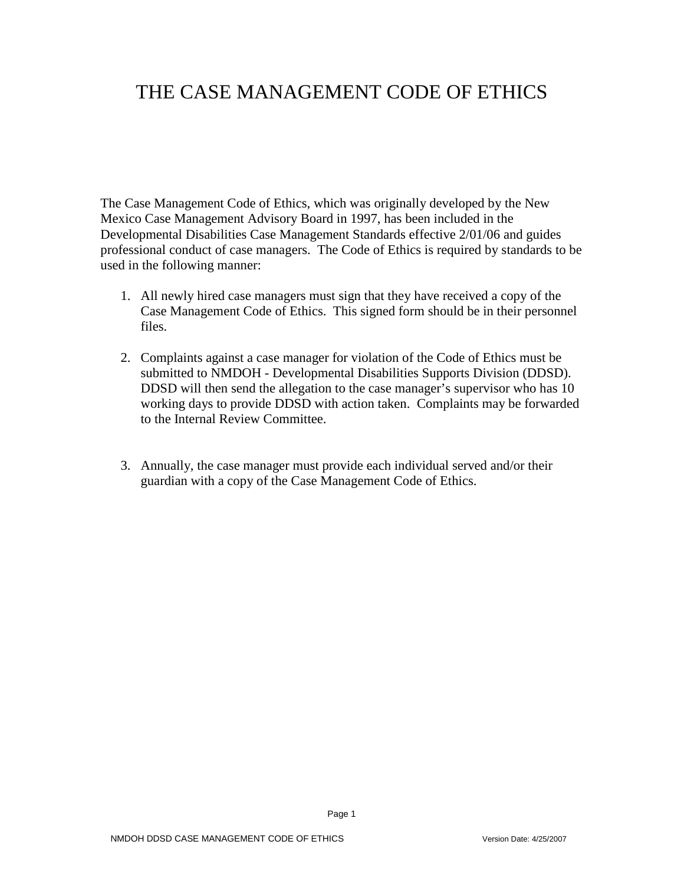# THE CASE MANAGEMENT CODE OF ETHICS

The Case Management Code of Ethics, which was originally developed by the New Mexico Case Management Advisory Board in 1997, has been included in the Developmental Disabilities Case Management Standards effective 2/01/06 and guides professional conduct of case managers. The Code of Ethics is required by standards to be used in the following manner:

1. All newly hired case managers must sign that they have received a copy of the Case Management Code of Ethics. This signed form should be in their personnel files.

2. Complaints against a case manager for violation of the Code of Ethics must be submitted to NMDOH - Developmental Disabilities Supports Division (DDSD). DDSD will then send the allegation to the case manager's supervisor who has 10 working days to provide DDSD with action taken. Complaints may be forwarded to the Internal Review Committee.

3. Annually, the case manager must provide each individual served and/or their guardian with a copy of the Case Management Code of Ethics.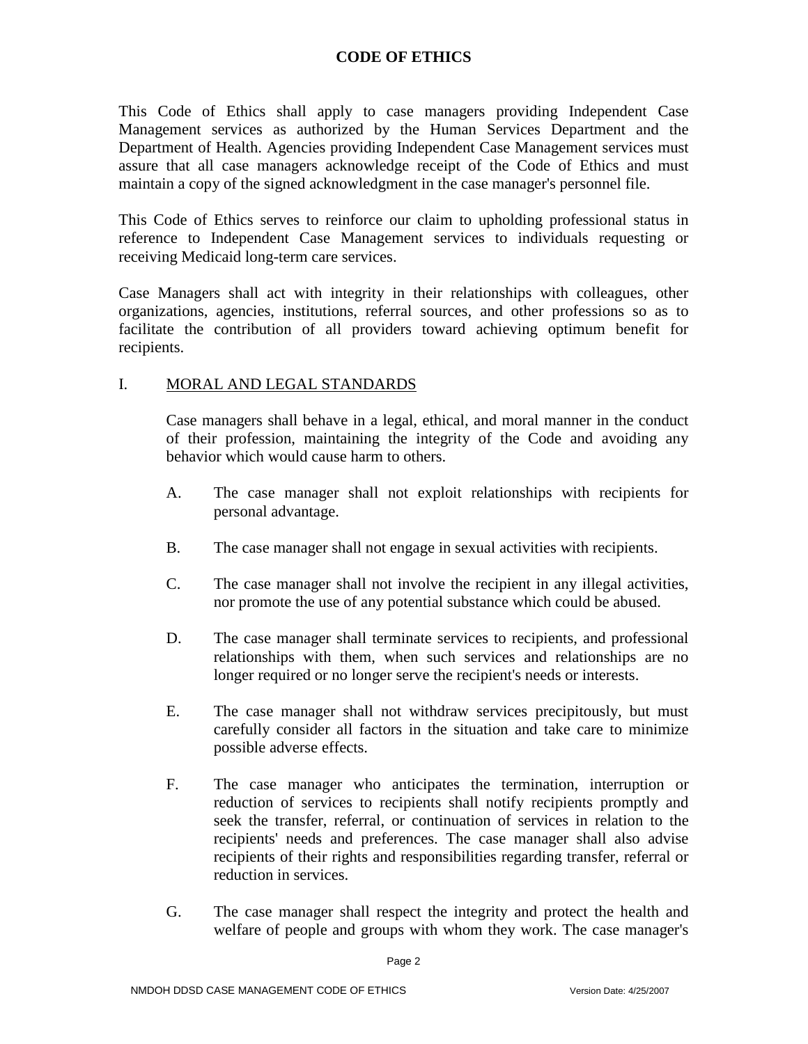# CODE OF ETHICS

This Code of Ethics shall apply to case managers providing Independent Case Management services as authorized by the Human Services Department and the Department of Health. Agencies providing Independent Case Management services must assure that all case managers acknowledge receipt of the Code of Ethics and must maintain a copy of the signed acknowledgment in the case manager's personnel file.

This Code of Ethics serves to reinforce our claim to upholding professional status in reference to Independent Case Management services to individuals requesting or receiving Medicaid long-term care services.

Case Managers shall act with integrity in their relationships with colleagues, other organizations, agencies, institutions, referral sources, and other professions so as to facilitate the contribution of all providers toward achieving optimum benefit for recipients.

## I. MORAL AND LEGAL STANDARDS

Case managers shall behave in a legal, ethical, and moral manner in the conduct of their profession, maintaining the integrity of the Code and avoiding any behavior which would cause harm to others.

A. The case manager shall not exploit relationships with recipients for personal advantage.

B. The case manager shall not engage in sexual activities with recipients.

C. The case manager shall not involve the recipient in any illegal activities, nor promote the use of any potential substance which could be abused.

D. The case manager shall terminate services to recipients, and professional relationships with them, when such services and relationships are no longer required or no longer serve the recipient's needs or interests.

E. The case manager shall not withdraw services precipitously, but must carefully consider all factors in the situation and take care to minimize possible adverse effects.

F. The case manager who anticipates the termination, interruption or reduction of services to recipients shall notify recipients promptly and seek the transfer, referral, or continuation of services in relation to the recipients' needs and preferences. The case manager shall also advise recipients of their rights and responsibilities regarding transfer, referral or reduction in services.

G. The case manager shall respect the integrity and protect the health and welfare of people and groups with whom they work. The case manager's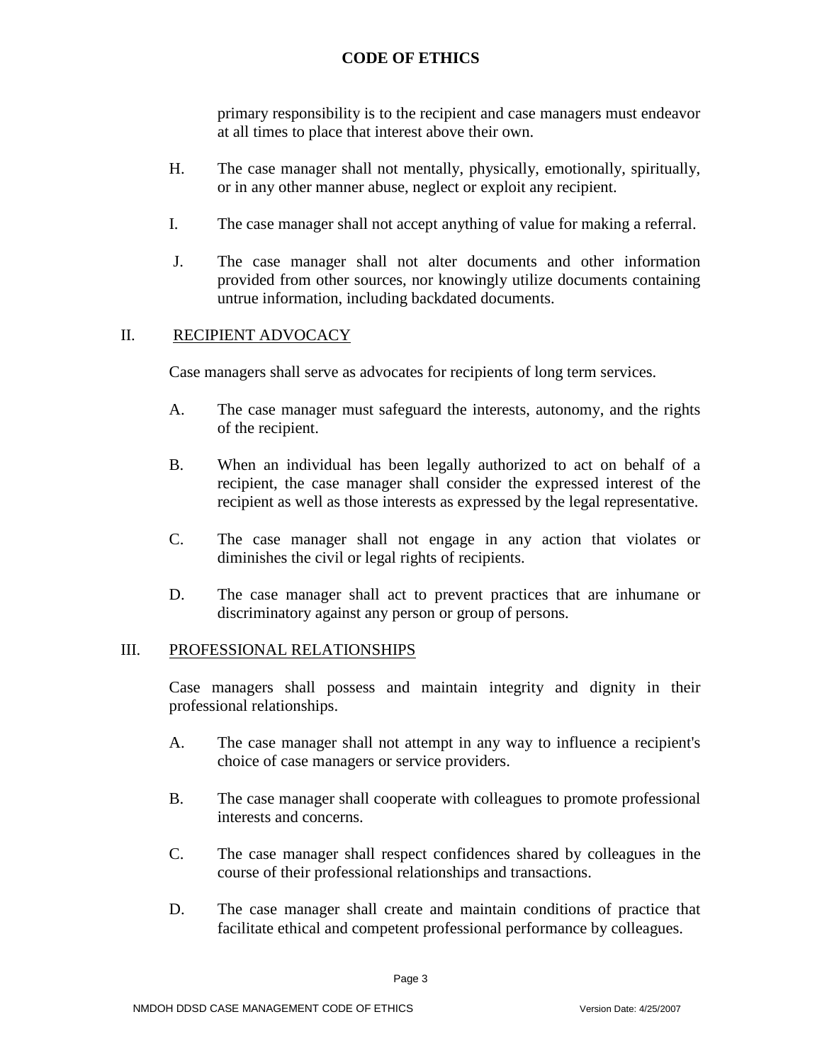primary responsibility is to the recipient and case managers must endeavor at all times to place that interest above their own.

H. The case manager shall not mentally, physically, emotionally, spiritually, or in any other manner abuse, neglect or exploit any recipient.

I. The case manager shall not accept anything of value for making a referral.

J. The case manager shall not alter documents and other information provided from other sources, nor knowingly utilize documents containing untrue information, including backdated documents.

## II. RECIPIENT ADVOCACY

Case managers shall serve as advocates for recipients of long term services.

A. The case manager must safeguard the interests, autonomy, and the rights of the recipient.

B. When an individual has been legally authorized to act on behalf of a recipient, the case manager shall consider the expressed interest of the recipient as well as those interests as expressed by the legal representative.

C. The case manager shall not engage in any action that violates or diminishes the civil or legal rights of recipients.

D. The case manager shall act to prevent practices that are inhumane or discriminatory against any person or group of persons.

## III. PROFESSIONAL RELATIONSHIPS

Case managers shall possess and maintain integrity and dignity in their professional relationships.

A. The case manager shall not attempt in any way to influence a recipient's choice of case managers or service providers.

B. The case manager shall cooperate with colleagues to promote professional interests and concerns.

C. The case manager shall respect confidences shared by colleagues in the course of their professional relationships and transactions.

D. The case manager shall create and maintain conditions of practice that facilitate ethical and competent professional performance by colleagues.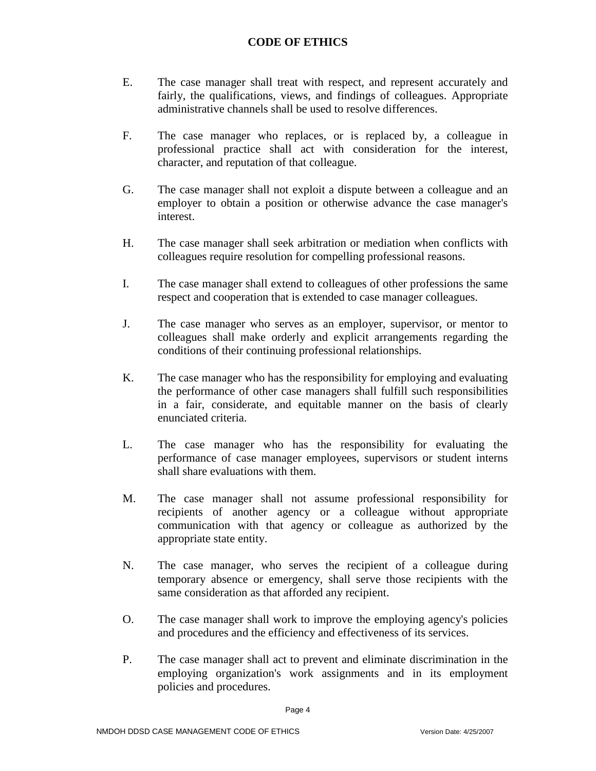**CODE OF ETHICS**

E. The case manager shall treat with respect, and represent accurately and fairly, the qualifications, views, and findings of colleagues. Appropriate administrative channels shall be used to resolve differences.

F. The case manager who replaces, or is replaced by, a colleague in professional practice shall act with consideration for the interest, character, and reputation of that colleague.

G. The case manager shall not exploit a dispute between a colleague and an employer to obtain a position or otherwise advance the case manager's interest.

H. The case manager shall seek arbitration or mediation when conflicts with colleagues require resolution for compelling professional reasons.

I. The case manager shall extend to colleagues of other professions the same respect and cooperation that is extended to case manager colleagues.

J. The case manager who serves as an employer, supervisor, or mentor to colleagues shall make orderly and explicit arrangements regarding the conditions of their continuing professional relationships.

K. The case manager who has the responsibility for employing and evaluating the performance of other case managers shall fulfill such responsibilities in a fair, considerate, and equitable manner on the basis of clearly enunciated criteria.

L. The case manager who has the responsibility for evaluating the performance of case manager employees, supervisors or student interns shall share evaluations with them.

M. The case manager shall not assume professional responsibility for recipients of another agency or a colleague without appropriate communication with that agency or colleague as authorized by the appropriate state entity.

N. The case manager, who serves the recipient of a colleague during temporary absence or emergency, shall serve those recipients with the same consideration as that afforded any recipient.

O. The case manager shall work to improve the employing agency's policies and procedures and the efficiency and effectiveness of its services.

P. The case manager shall act to prevent and eliminate discrimination in the employing organization's work assignments and in its employment policies and procedures.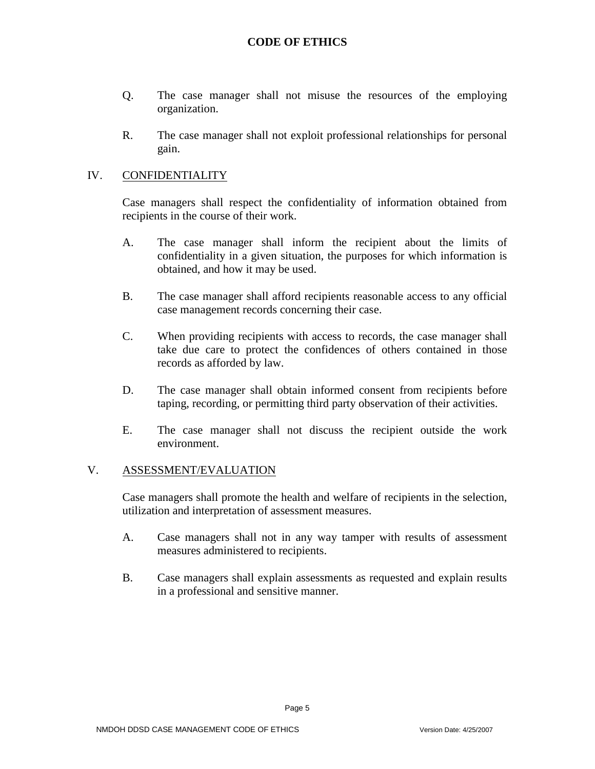Q. The case manager shall not misuse the resources of the employing organization.

R. The case manager shall not exploit professional relationships for personal gain.

## IV. CONFIDENTIALITY

Case managers shall respect the confidentiality of information obtained from recipients in the course of their work.

A. The case manager shall inform the recipient about the limits of confidentiality in a given situation, the purposes for which information is obtained, and how it may be used.

B. The case manager shall afford recipients reasonable access to any official case management records concerning their case.

C. When providing recipients with access to records, the case manager shall take due care to protect the confidences of others contained in those records as afforded by law.

D. The case manager shall obtain informed consent from recipients before taping, recording, or permitting third party observation of their activities.

E. The case manager shall not discuss the recipient outside the work environment.

## V. ASSESSMENT/EVALUATION

Case managers shall promote the health and welfare of recipients in the selection, utilization and interpretation of assessment measures.

A. Case managers shall not in any way tamper with results of assessment measures administered to recipients.

B. Case managers shall explain assessments as requested and explain results in a professional and sensitive manner.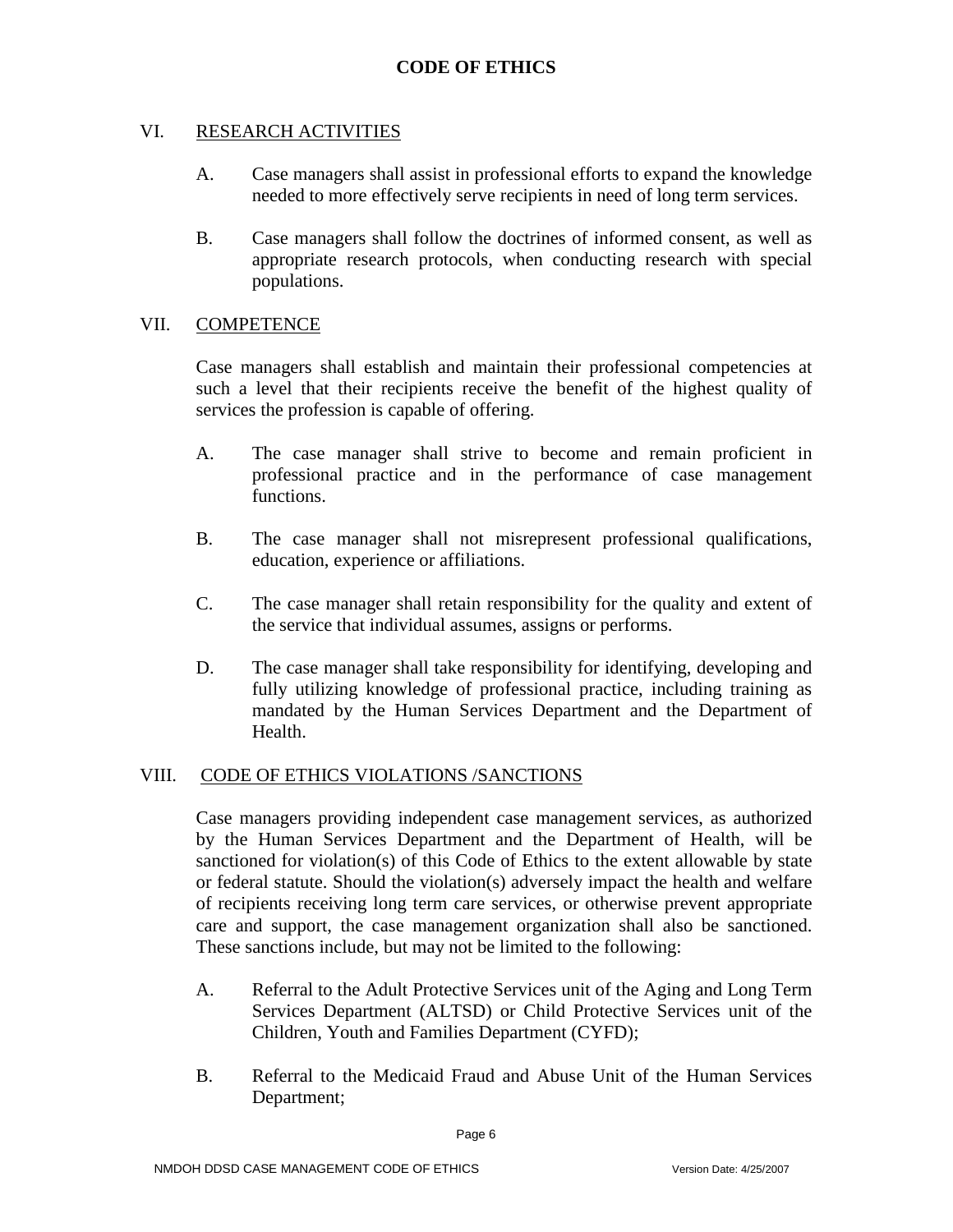## CODE OF ETHICS

### VI. RESEARCH ACTIVITIES

A. Case managers shall assist in professional efforts to expand the knowledge needed to more effectively serve recipients in need of long term services.

B. Case managers shall follow the doctrines of informed consent, as well as appropriate research protocols, when conducting research with special populations.

### VII. COMPETENCE

Case managers shall establish and maintain their professional competencies at such a level that their recipients receive the benefit of the highest quality of services the profession is capable of offering.

A. The case manager shall strive to become and remain proficient in professional practice and in the performance of case management functions.

B. The case manager shall not misrepresent professional qualifications, education, experience or affiliations.

C. The case manager shall retain responsibility for the quality and extent of the service that individual assumes, assigns or performs.

D. The case manager shall take responsibility for identifying, developing and fully utilizing knowledge of professional practice, including training as mandated by the Human Services Department and the Department of Health.

### VIII. CODE OF ETHICS VIOLATIONS /SANCTIONS

Case managers providing independent case management services, as authorized by the Human Services Department and the Department of Health, will be sanctioned for violation(s) of this Code of Ethics to the extent allowable by state or federal statute. Should the violation(s) adversely impact the health and welfare of recipients receiving long term care services, or otherwise prevent appropriate care and support, the case management organization shall also be sanctioned. These sanctions include, but may not be limited to the following:

A. Referral to the Adult Protective Services unit of the Aging and Long Term Services Department (ALTSD) or Child Protective Services unit of the Children, Youth and Families Department (CYFD);

B. Referral to the Medicaid Fraud and Abuse Unit of the Human Services Department;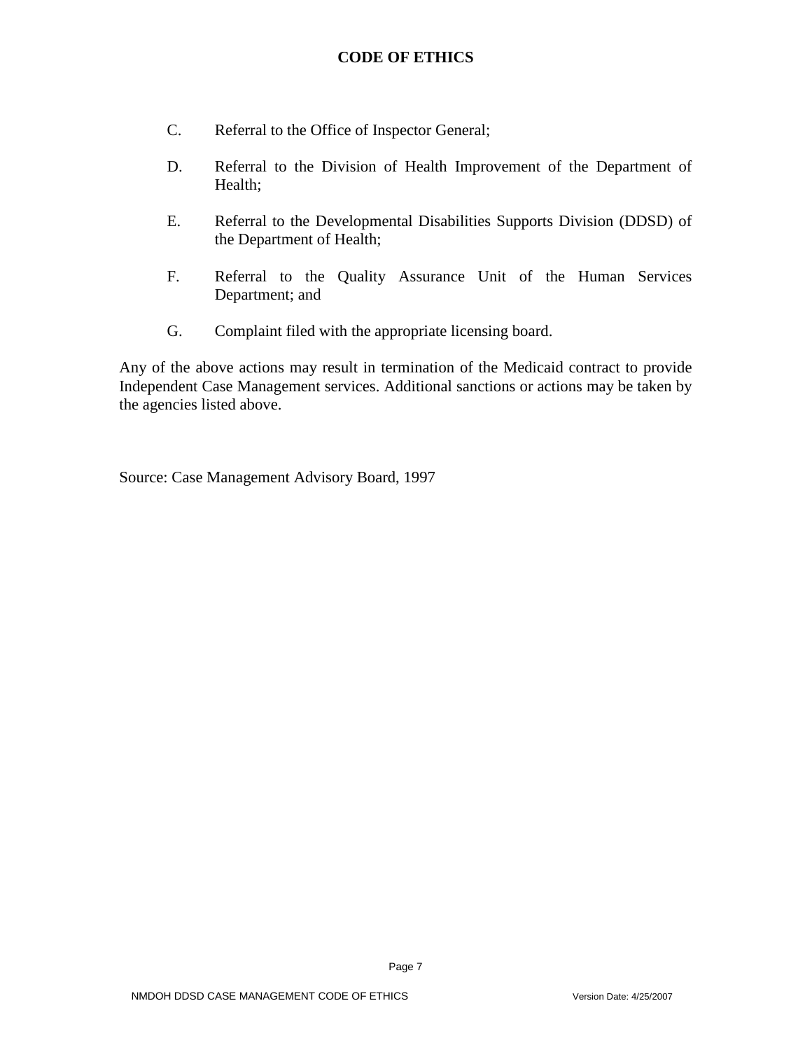C. Referral to the Office of Inspector General;

D. Referral to the Division of Health Improvement of the Department of Health;

E. Referral to the Developmental Disabilities Supports Division (DDSD) of the Department of Health;

F. Referral to the Quality Assurance Unit of the Human Services Department; and

G. Complaint filed with the appropriate licensing board.

Any of the above actions may result in termination of the Medicaid contract to provide Independent Case Management services. Additional sanctions or actions may be taken by the agencies listed above.

Source: Case Management Advisory Board, 1997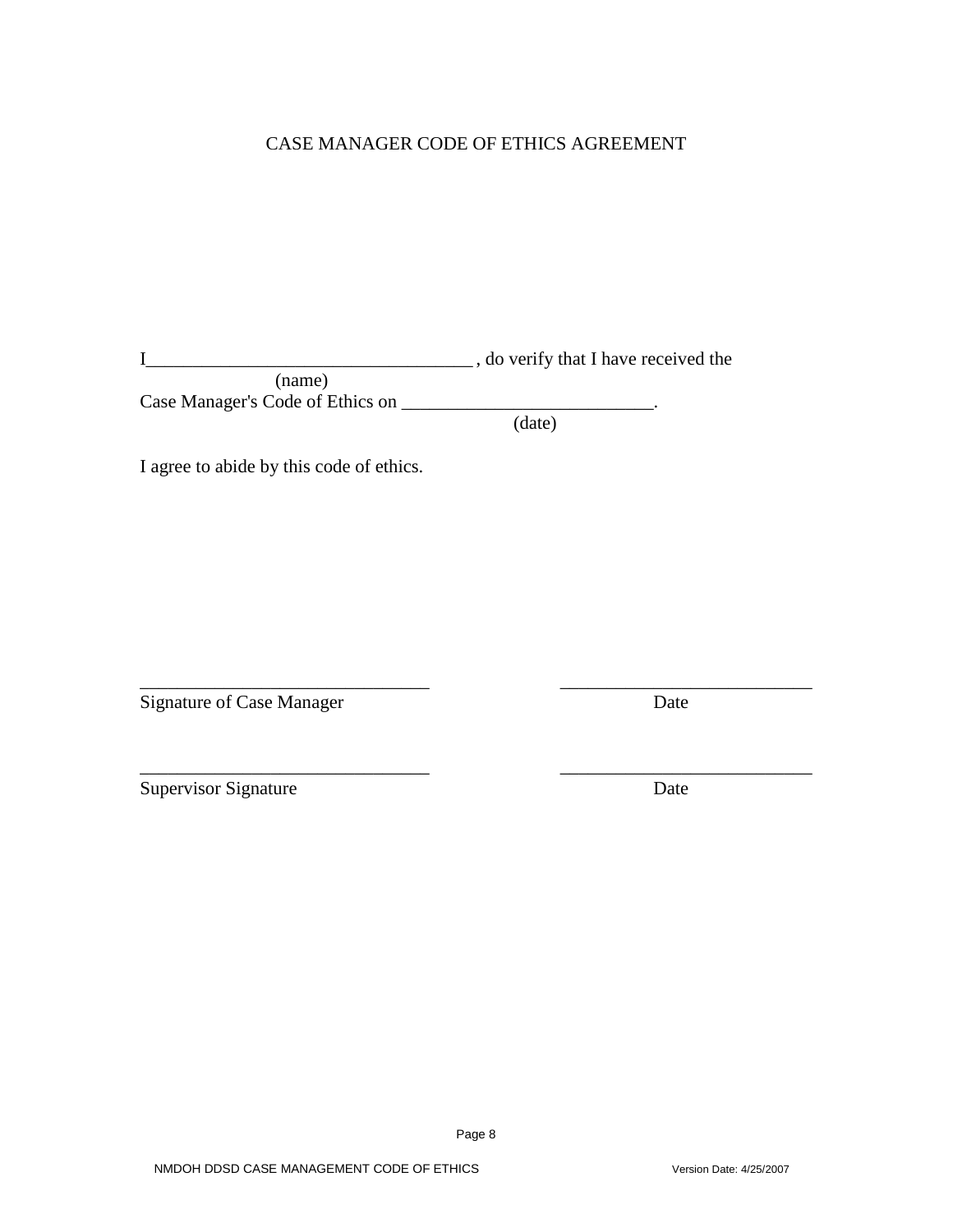# CASE MANAGER CODE OF ETHICS AGREEMENT

I___________________________________ , do verify that I have received the
(name)
Case Manager's Code of Ethics on ___________________________.
(date)

I agree to abide by this code of ethics.

_______________________________ ___________________________
Signature of Case Manager Date

_______________________________ ___________________________
Supervisor Signature Date